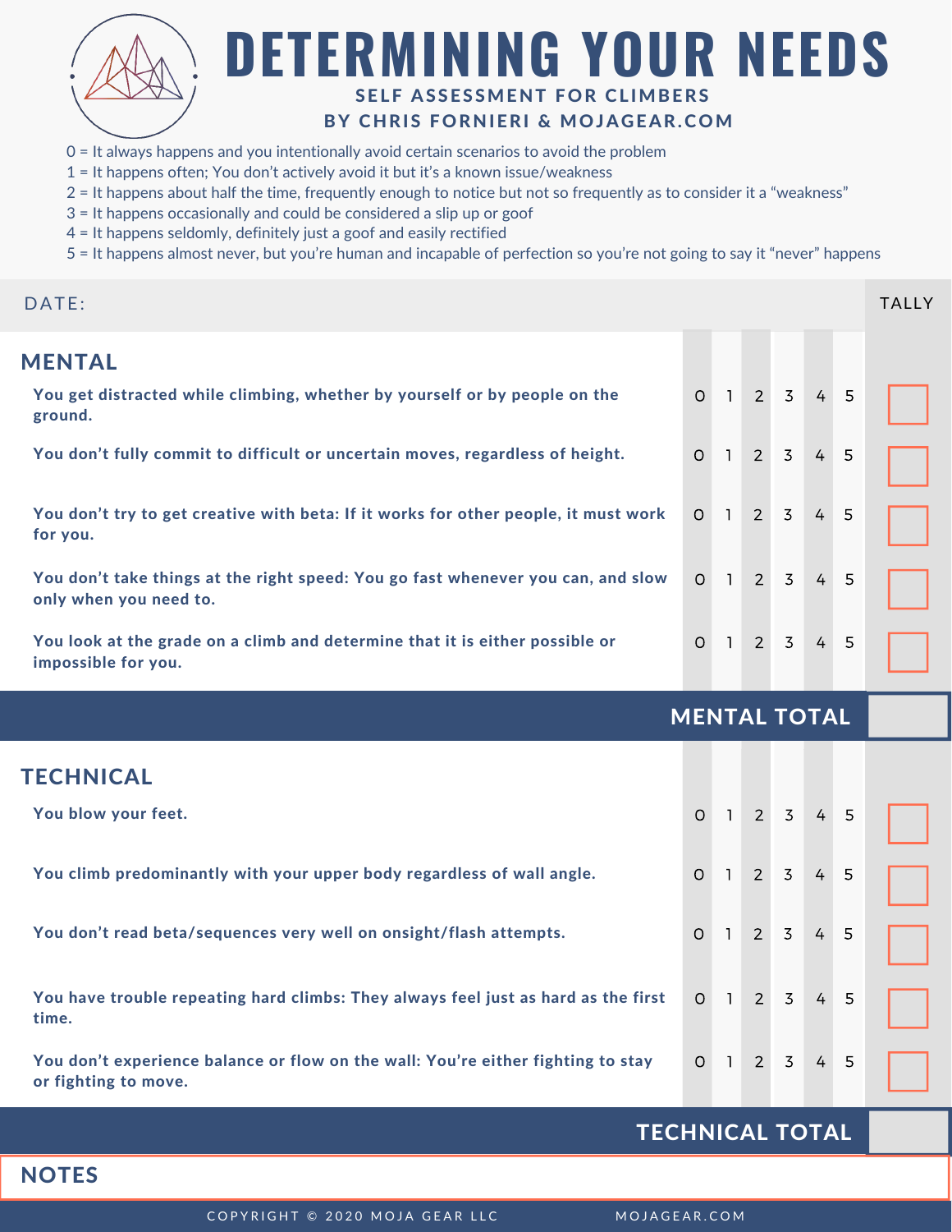# DETERMINING YOUR NEEDS

**SELF ASSESSMENT FOR CLIMBERS**

**BY CHRIS FORNIERI & MOJAGEAR.COM**

0 = It always happens and you intentionally avoid certain scenarios to avoid the problem
1 = It happens often; You don't actively avoid it but it's a known issue/weakness
2 = It happens about half the time, frequently enough to notice but not so frequently as to consider it a "weakness"
3 = It happens occasionally and could be considered a slip up or goof
4 = It happens seldomly, definitely just a goof and easily rectified
5 = It happens almost never, but you're human and incapable of perfection so you're not going to say it "never" happens

| DATE: | | | | | | | TALLY |
|---|---|---|---|---|---|---|---|
| **MENTAL** | | | | | | | |
| **You get distracted while climbing, whether by yourself or by people on the ground.** | 0 | 1 | 2 | 3 | 4 | 5 | ☐ |
| **You don't fully commit to difficult or uncertain moves, regardless of height.** | 0 | 1 | 2 | 3 | 4 | 5 | ☐ |
| **You don't try to get creative with beta: If it works for other people, it must work for you.** | 0 | 1 | 2 | 3 | 4 | 5 | ☐ |
| **You don't take things at the right speed: You go fast whenever you can, and slow only when you need to.** | 0 | 1 | 2 | 3 | 4 | 5 | ☐ |
| **You look at the grade on a climb and determine that it is either possible or impossible for you.** | 0 | 1 | 2 | 3 | 4 | 5 | ☐ |
| **MENTAL TOTAL** | | | | | | | |
| **TECHNICAL** | | | | | | | |
| **You blow your feet.** | 0 | 1 | 2 | 3 | 4 | 5 | ☐ |
| **You climb predominantly with your upper body regardless of wall angle.** | 0 | 1 | 2 | 3 | 4 | 5 | ☐ |
| **You don't read beta/sequences very well on onsight/flash attempts.** | 0 | 1 | 2 | 3 | 4 | 5 | ☐ |
| **You have trouble repeating hard climbs: They always feel just as hard as the first time.** | 0 | 1 | 2 | 3 | 4 | 5 | ☐ |
| **You don't experience balance or flow on the wall: You're either fighting to stay or fighting to move.** | 0 | 1 | 2 | 3 | 4 | 5 | ☐ |
| **TECHNICAL TOTAL** | | | | | | | |

## NOTES

COPYRIGHT © 2020 MOJA GEAR LLC    MOJAGEAR.COM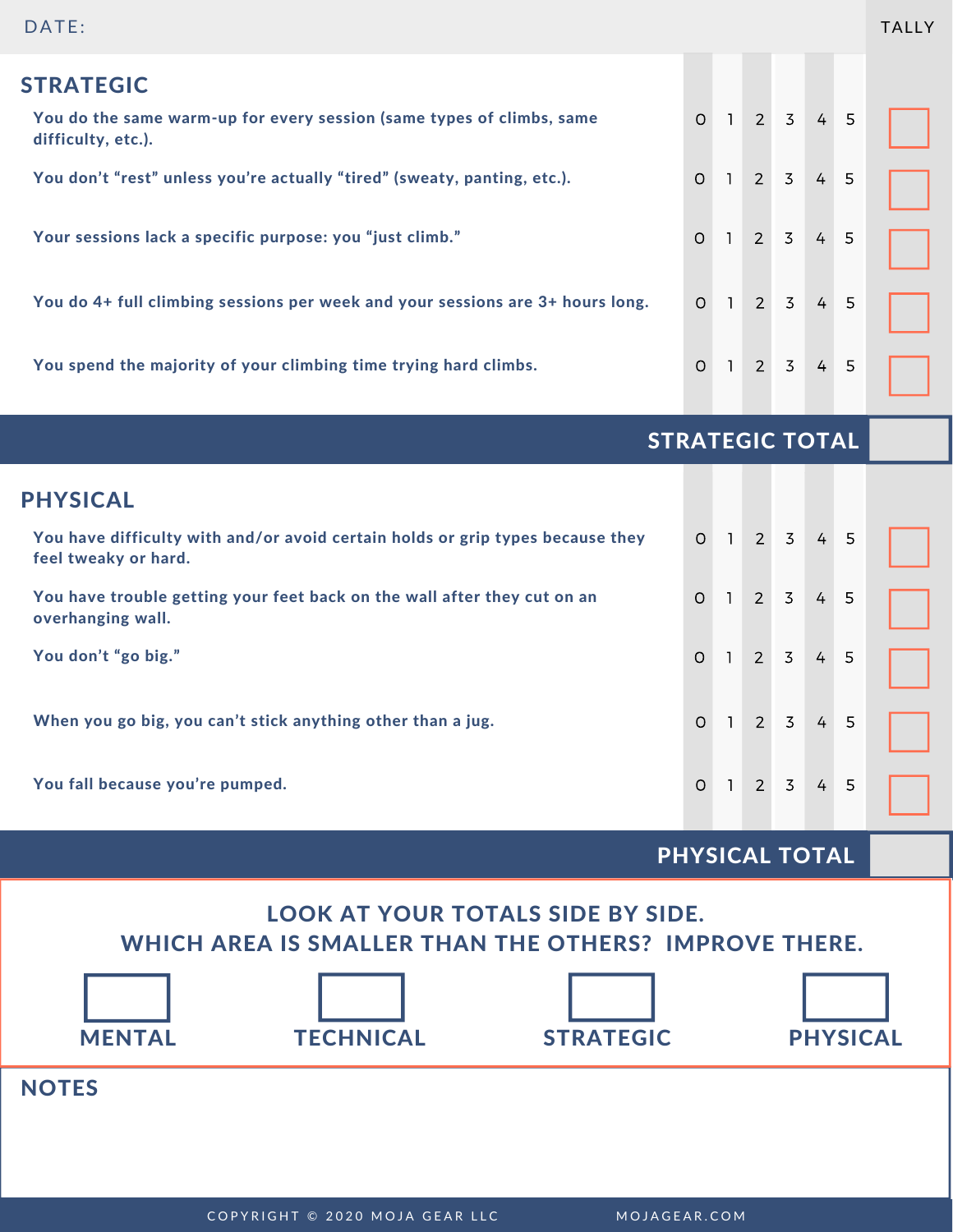DATE:

| | 0 | 1 | 2 | 3 | 4 | 5 | TALLY |
|---|---|---|---|---|---|---|---|
| **STRATEGIC** | | | | | | | |
| You do the same warm-up for every session (same types of climbs, same difficulty, etc.). | 0 | 1 | 2 | 3 | 4 | 5 | |
| You don't "rest" unless you're actually "tired" (sweaty, panting, etc.). | 0 | 1 | 2 | 3 | 4 | 5 | |
| Your sessions lack a specific purpose: you "just climb." | 0 | 1 | 2 | 3 | 4 | 5 | |
| You do 4+ full climbing sessions per week and your sessions are 3+ hours long. | 0 | 1 | 2 | 3 | 4 | 5 | |
| You spend the majority of your climbing time trying hard climbs. | 0 | 1 | 2 | 3 | 4 | 5 | |
| **STRATEGIC TOTAL** | | | | | | | |
| **PHYSICAL** | | | | | | | |
| You have difficulty with and/or avoid certain holds or grip types because they feel tweaky or hard. | 0 | 1 | 2 | 3 | 4 | 5 | |
| You have trouble getting your feet back on the wall after they cut on an overhanging wall. | 0 | 1 | 2 | 3 | 4 | 5 | |
| You don't "go big." | 0 | 1 | 2 | 3 | 4 | 5 | |
| When you go big, you can't stick anything other than a jug. | 0 | 1 | 2 | 3 | 4 | 5 | |
| You fall because you're pumped. | 0 | 1 | 2 | 3 | 4 | 5 | |
| **PHYSICAL TOTAL** | | | | | | | |

## LOOK AT YOUR TOTALS SIDE BY SIDE.
## WHICH AREA IS SMALLER THAN THE OTHERS? IMPROVE THERE.

| MENTAL | TECHNICAL | STRATEGIC | PHYSICAL |
|---|---|---|---|
| | | | |

## NOTES

COPYRIGHT © 2020 MOJA GEAR LLC MOJAGEAR.COM